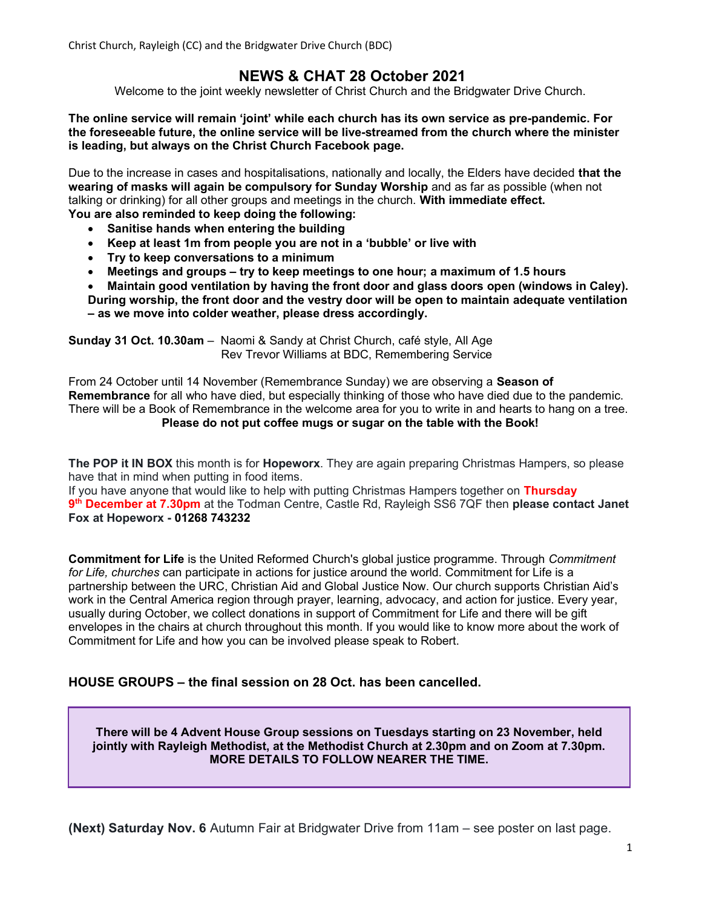Christ Church, Rayleigh (CC) and the Bridgwater Drive Church (BDC)

# NEWS & CHAT 28 October 2021

Welcome to the joint weekly newsletter of Christ Church and the Bridgwater Drive Church.

**The online service will remain 'joint' while each church has its own service as pre-pandemic. For the foreseeable future, the online service will be live-streamed from the church where the minister is leading, but always on the Christ Church Facebook page.**

Due to the increase in cases and hospitalisations, nationally and locally, the Elders have decided **that the wearing of masks will again be compulsory for Sunday Worship** and as far as possible (when not talking or drinking) for all other groups and meetings in the church. **With immediate effect.**

**You are also reminded to keep doing the following:**

- **Sanitise hands when entering the building**
- **Keep at least 1m from people you are not in a 'bubble' or live with**
- **Try to keep conversations to a minimum**
- **Meetings and groups – try to keep meetings to one hour; a maximum of 1.5 hours**
- **Maintain good ventilation by having the front door and glass doors open (windows in Caley). During worship, the front door and the vestry door will be open to maintain adequate ventilation – as we move into colder weather, please dress accordingly.**

**Sunday 31 Oct. 10.30am** – Naomi & Sandy at Christ Church, café style, All Age
Rev Trevor Williams at BDC, Remembering Service

From 24 October until 14 November (Remembrance Sunday) we are observing a **Season of Remembrance** for all who have died, but especially thinking of those who have died due to the pandemic. There will be a Book of Remembrance in the welcome area for you to write in and hearts to hang on a tree.

**Please do not put coffee mugs or sugar on the table with the Book!**

**The POP it IN BOX** this month is for **Hopeworx**. They are again preparing Christmas Hampers, so please have that in mind when putting in food items.

If you have anyone that would like to help with putting Christmas Hampers together on **Thursday 9th December at 7.30pm** at the Todman Centre, Castle Rd, Rayleigh SS6 7QF then **please contact Janet Fox at Hopeworx - 01268 743232**

**Commitment for Life** is the United Reformed Church's global justice programme. Through *Commitment for Life, churches* can participate in actions for justice around the world. Commitment for Life is a partnership between the URC, Christian Aid and Global Justice Now. Our church supports Christian Aid's work in the Central America region through prayer, learning, advocacy, and action for justice. Every year, usually during October, we collect donations in support of Commitment for Life and there will be gift envelopes in the chairs at church throughout this month. If you would like to know more about the work of Commitment for Life and how you can be involved please speak to Robert.

## HOUSE GROUPS – the final session on 28 Oct. has been cancelled.

**There will be 4 Advent House Group sessions on Tuesdays starting on 23 November, held jointly with Rayleigh Methodist, at the Methodist Church at 2.30pm and on Zoom at 7.30pm. MORE DETAILS TO FOLLOW NEARER THE TIME.**

**(Next) Saturday Nov. 6** Autumn Fair at Bridgwater Drive from 11am – see poster on last page.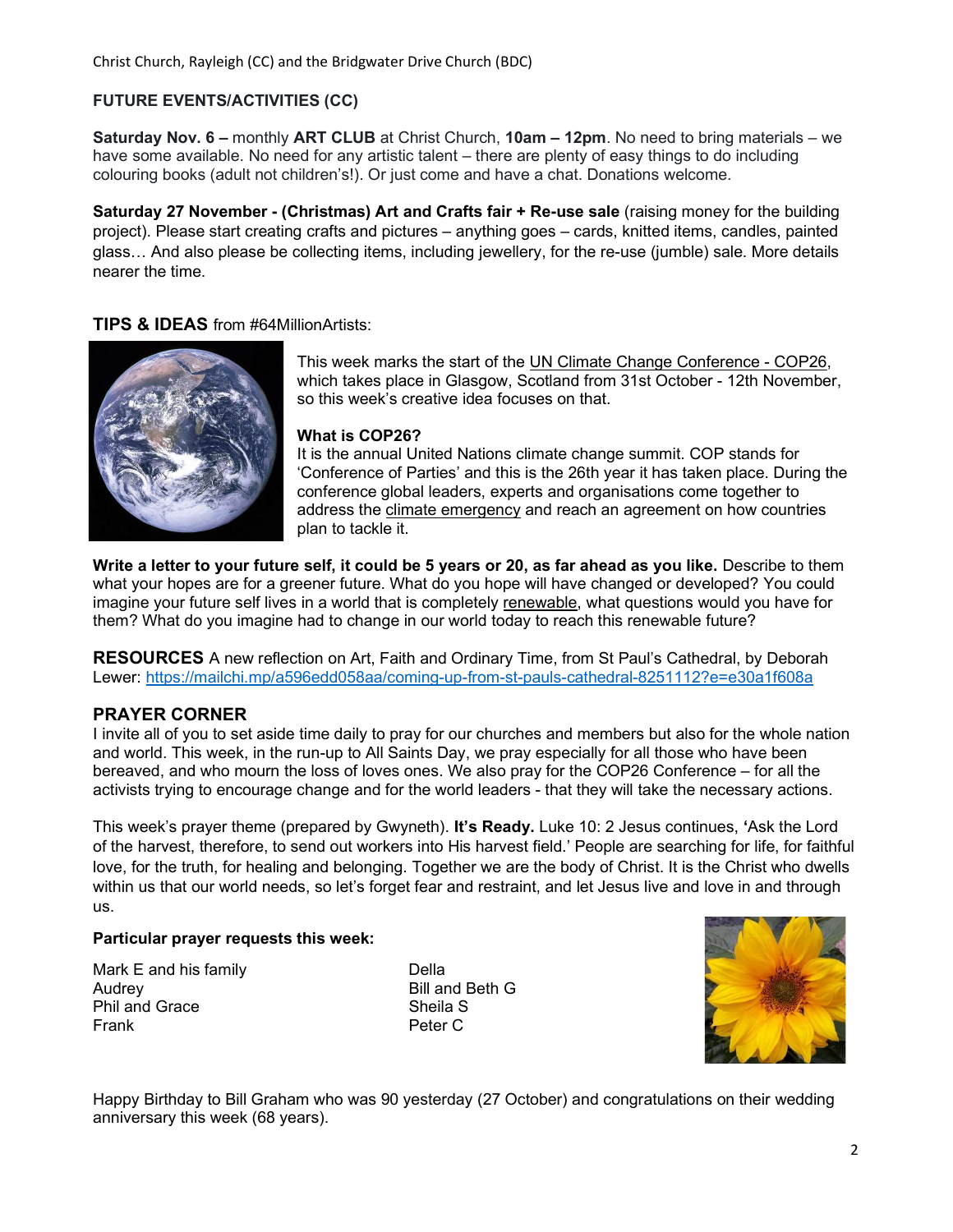Christ Church, Rayleigh (CC) and the Bridgwater Drive Church (BDC)

**FUTURE EVENTS/ACTIVITIES (CC)**

**Saturday Nov. 6 –** monthly **ART CLUB** at Christ Church, **10am – 12pm**. No need to bring materials – we have some available. No need for any artistic talent – there are plenty of easy things to do including colouring books (adult not children's!). Or just come and have a chat. Donations welcome.

**Saturday 27 November - (Christmas) Art and Crafts fair + Re-use sale** (raising money for the building project). Please start creating crafts and pictures – anything goes – cards, knitted items, candles, painted glass… And also please be collecting items, including jewellery, for the re-use (jumble) sale. More details nearer the time.

**TIPS & IDEAS** from #64MillionArtists:

This week marks the start of the UN Climate Change Conference - COP26, which takes place in Glasgow, Scotland from 31st October - 12th November, so this week's creative idea focuses on that.

**What is COP26?**
It is the annual United Nations climate change summit. COP stands for 'Conference of Parties' and this is the 26th year it has taken place. During the conference global leaders, experts and organisations come together to address the climate emergency and reach an agreement on how countries plan to tackle it.

**Write a letter to your future self, it could be 5 years or 20, as far ahead as you like.** Describe to them what your hopes are for a greener future. What do you hope will have changed or developed? You could imagine your future self lives in a world that is completely renewable, what questions would you have for them? What do you imagine had to change in our world today to reach this renewable future?

**RESOURCES** A new reflection on Art, Faith and Ordinary Time, from St Paul's Cathedral, by Deborah Lewer: https://mailchi.mp/a596edd058aa/coming-up-from-st-pauls-cathedral-8251112?e=e30a1f608a

## PRAYER CORNER

I invite all of you to set aside time daily to pray for our churches and members but also for the whole nation and world. This week, in the run-up to All Saints Day, we pray especially for all those who have been bereaved, and who mourn the loss of loves ones. We also pray for the COP26 Conference – for all the activists trying to encourage change and for the world leaders - that they will take the necessary actions.

This week's prayer theme (prepared by Gwyneth). **It's Ready.** Luke 10: 2 Jesus continues, **'**Ask the Lord of the harvest, therefore, to send out workers into His harvest field.' People are searching for life, for faithful love, for the truth, for healing and belonging. Together we are the body of Christ. It is the Christ who dwells within us that our world needs, so let's forget fear and restraint, and let Jesus live and love in and through us.

**Particular prayer requests this week:**

Mark E and his family
Audrey
Phil and Grace
Frank
Della
Bill and Beth G
Sheila S
Peter C

Happy Birthday to Bill Graham who was 90 yesterday (27 October) and congratulations on their wedding anniversary this week (68 years).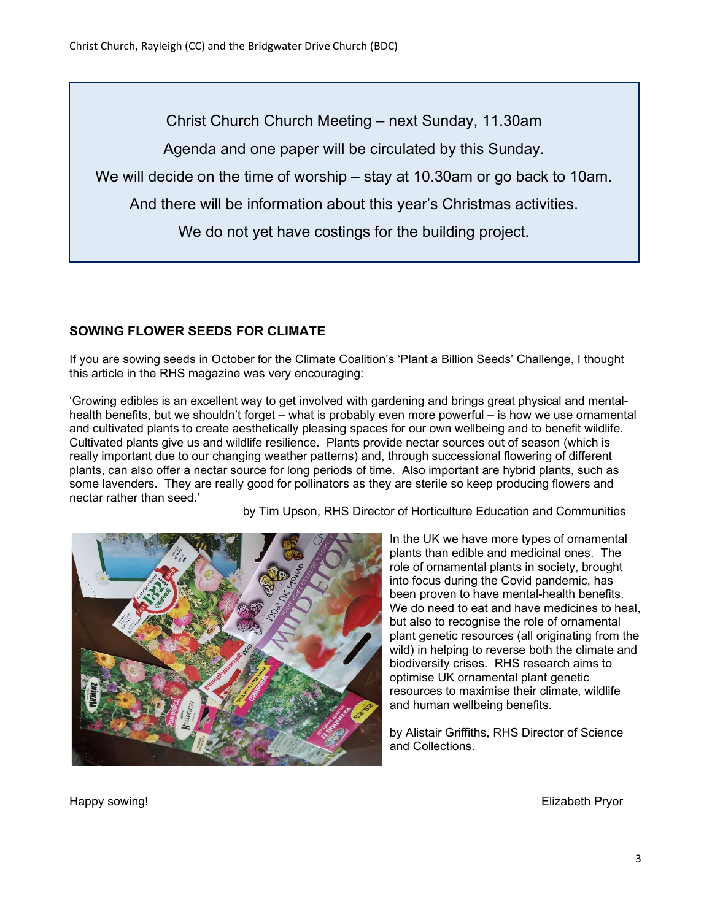Christ Church Church Meeting – next Sunday, 11.30am

Agenda and one paper will be circulated by this Sunday.

We will decide on the time of worship – stay at 10.30am or go back to 10am.

And there will be information about this year's Christmas activities.

We do not yet have costings for the building project.

## SOWING FLOWER SEEDS FOR CLIMATE

If you are sowing seeds in October for the Climate Coalition's 'Plant a Billion Seeds' Challenge, I thought this article in the RHS magazine was very encouraging:

'Growing edibles is an excellent way to get involved with gardening and brings great physical and mental-health benefits, but we shouldn't forget – what is probably even more powerful – is how we use ornamental and cultivated plants to create aesthetically pleasing spaces for our own wellbeing and to benefit wildlife. Cultivated plants give us and wildlife resilience. Plants provide nectar sources out of season (which is really important due to our changing weather patterns) and, through successional flowering of different plants, can also offer a nectar source for long periods of time. Also important are hybrid plants, such as some lavenders. They are really good for pollinators as they are sterile so keep producing flowers and nectar rather than seed.'

by Tim Upson, RHS Director of Horticulture Education and Communities

In the UK we have more types of ornamental plants than edible and medicinal ones. The role of ornamental plants in society, brought into focus during the Covid pandemic, has been proven to have mental-health benefits. We do need to eat and have medicines to heal, but also to recognise the role of ornamental plant genetic resources (all originating from the wild) in helping to reverse both the climate and biodiversity crises. RHS research aims to optimise UK ornamental plant genetic resources to maximise their climate, wildlife and human wellbeing benefits.

by Alistair Griffiths, RHS Director of Science and Collections.

Happy sowing!

Elizabeth Pryor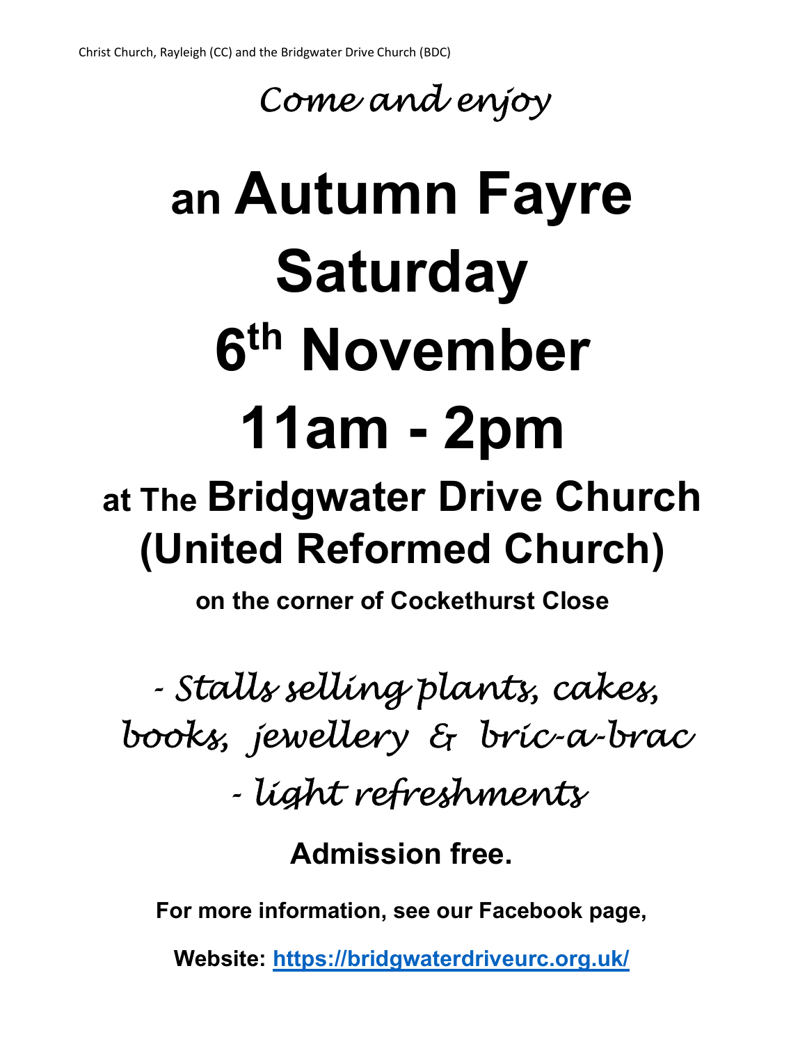Christ Church, Rayleigh (CC) and the Bridgwater Drive Church (BDC)

*Come and enjoy*

# an Autumn Fayre

# Saturday

# 6th November

# 11am - 2pm

## at The Bridgwater Drive Church (United Reformed Church)

**on the corner of Cockethurst Close**

*- Stalls selling plants, cakes, books, jewellery & bric-a-brac*

*- light refreshments*

**Admission free.**

**For more information, see our Facebook page,**

**Website: [https://bridgwaterdriveurc.org.uk/](https://bridgwaterdriveurc.org.uk/)**